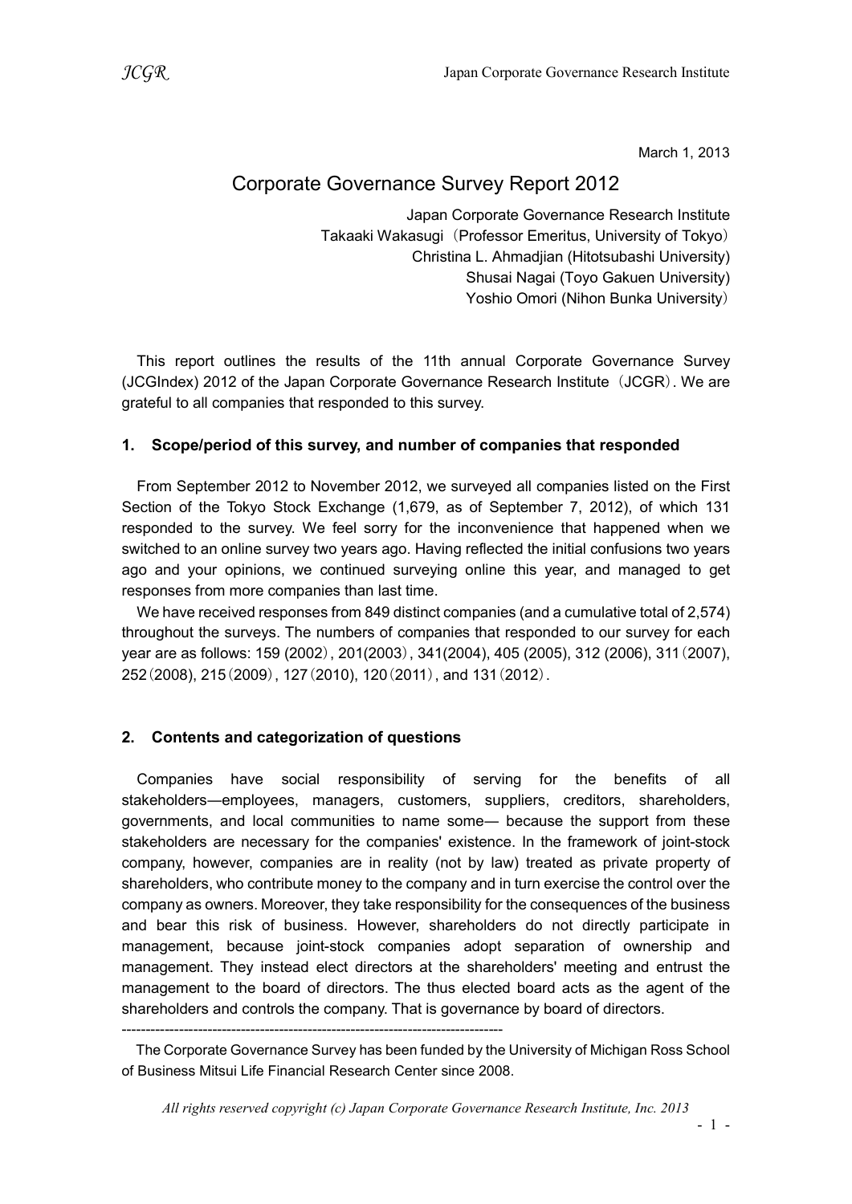March 1, 2013

# Corporate Governance Survey Report 2012

Japan Corporate Governance Research Institute
Takaaki Wakasugi（Professor Emeritus, University of Tokyo）
Christina L. Ahmadjian (Hitotsubashi University)
Shusai Nagai (Toyo Gakuen University)
Yoshio Omori (Nihon Bunka University）

This report outlines the results of the 11th annual Corporate Governance Survey (JCGIndex) 2012 of the Japan Corporate Governance Research Institute（JCGR）. We are grateful to all companies that responded to this survey.

## 1. Scope/period of this survey, and number of companies that responded

From September 2012 to November 2012, we surveyed all companies listed on the First Section of the Tokyo Stock Exchange (1,679, as of September 7, 2012), of which 131 responded to the survey. We feel sorry for the inconvenience that happened when we switched to an online survey two years ago. Having reflected the initial confusions two years ago and your opinions, we continued surveying online this year, and managed to get responses from more companies than last time.

We have received responses from 849 distinct companies (and a cumulative total of 2,574) throughout the surveys. The numbers of companies that responded to our survey for each year are as follows: 159 (2002）, 201(2003）, 341(2004), 405 (2005), 312 (2006), 311（2007), 252（2008), 215（2009）, 127（2010), 120（2011）, and 131（2012）.

## 2. Contents and categorization of questions

Companies have social responsibility of serving for the benefits of all stakeholders—employees, managers, customers, suppliers, creditors, shareholders, governments, and local communities to name some— because the support from these stakeholders are necessary for the companies' existence. In the framework of joint-stock company, however, companies are in reality (not by law) treated as private property of shareholders, who contribute money to the company and in turn exercise the control over the company as owners. Moreover, they take responsibility for the consequences of the business and bear this risk of business. However, shareholders do not directly participate in management, because joint-stock companies adopt separation of ownership and management. They instead elect directors at the shareholders' meeting and entrust the management to the board of directors. The thus elected board acts as the agent of the shareholders and controls the company. That is governance by board of directors.

--------------------------------------------------------------------------------

The Corporate Governance Survey has been funded by the University of Michigan Ross School of Business Mitsui Life Financial Research Center since 2008.

*All rights reserved copyright (c) Japan Corporate Governance Research Institute, Inc. 2013*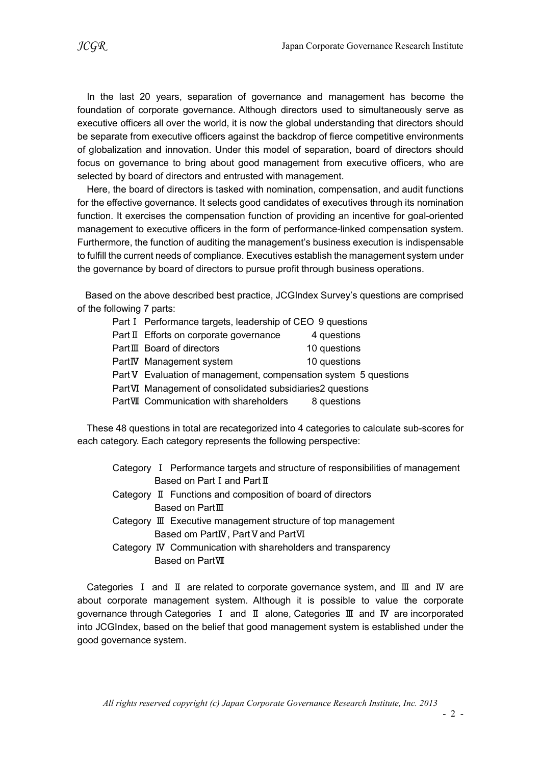In the last 20 years, separation of governance and management has become the foundation of corporate governance. Although directors used to simultaneously serve as executive officers all over the world, it is now the global understanding that directors should be separate from executive officers against the backdrop of fierce competitive environments of globalization and innovation. Under this model of separation, board of directors should focus on governance to bring about good management from executive officers, who are selected by board of directors and entrusted with management.

Here, the board of directors is tasked with nomination, compensation, and audit functions for the effective governance. It selects good candidates of executives through its nomination function. It exercises the compensation function of providing an incentive for goal-oriented management to executive officers in the form of performance-linked compensation system. Furthermore, the function of auditing the management's business execution is indispensable to fulfill the current needs of compliance. Executives establish the management system under the governance by board of directors to pursue profit through business operations.

Based on the above described best practice, JCGIndex Survey's questions are comprised of the following 7 parts:

| Part | Topic | Questions |
|---|---|---|
| Part Ⅰ | Performance targets, leadership of CEO | 9 questions |
| Part Ⅱ | Efforts on corporate governance | 4 questions |
| Part Ⅲ | Board of directors | 10 questions |
| Part Ⅳ | Management system | 10 questions |
| Part Ⅴ | Evaluation of management, compensation system | 5 questions |
| Part Ⅵ | Management of consolidated subsidiaries | 2 questions |
| Part Ⅶ | Communication with shareholders | 8 questions |

These 48 questions in total are recategorized into 4 categories to calculate sub-scores for each category. Each category represents the following perspective:

- Category Ⅰ Performance targets and structure of responsibilities of management
  Based on Part Ⅰ and Part Ⅱ
- Category Ⅱ Functions and composition of board of directors
  Based on Part Ⅲ
- Category Ⅲ Executive management structure of top management
  Based om Part Ⅳ, Part Ⅴ and Part Ⅵ
- Category Ⅳ Communication with shareholders and transparency
  Based on Part Ⅶ

Categories Ⅰ and Ⅱ are related to corporate governance system, and Ⅲ and Ⅳ are about corporate management system. Although it is possible to value the corporate governance through Categories Ⅰ and Ⅱ alone, Categories Ⅲ and Ⅳ are incorporated into JCGIndex, based on the belief that good management system is established under the good governance system.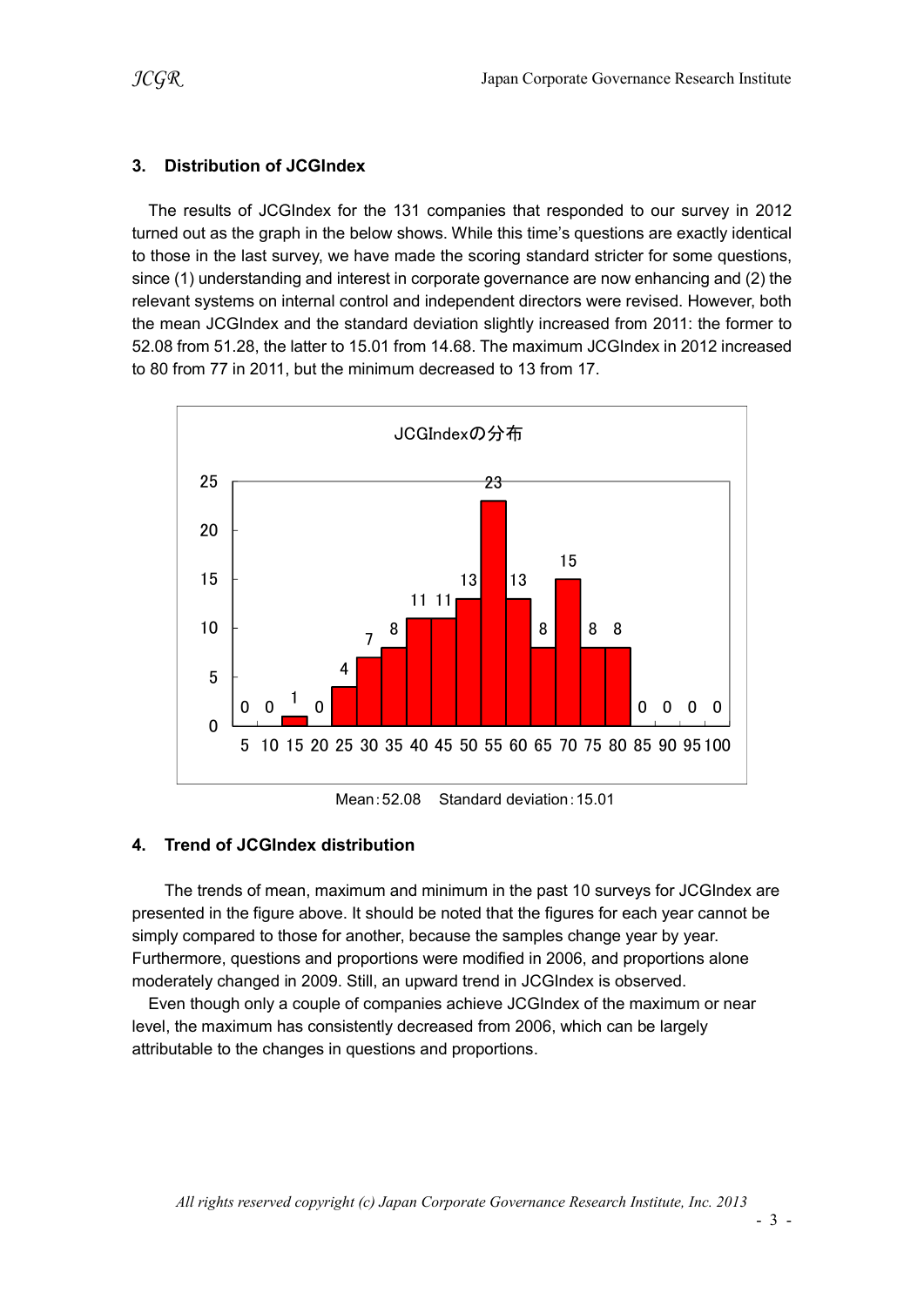## 3. Distribution of JCGIndex

The results of JCGIndex for the 131 companies that responded to our survey in 2012 turned out as the graph in the below shows. While this time's questions are exactly identical to those in the last survey, we have made the scoring standard stricter for some questions, since (1) understanding and interest in corporate governance are now enhancing and (2) the relevant systems on internal control and independent directors were revised. However, both the mean JCGIndex and the standard deviation slightly increased from 2011: the former to 52.08 from 51.28, the latter to 15.01 from 14.68. The maximum JCGIndex in 2012 increased to 80 from 77 in 2011, but the minimum decreased to 13 from 17.

JCGIndexの分布

| 5 | 10 | 15 | 20 | 25 | 30 | 35 | 40 | 45 | 50 | 55 | 60 | 65 | 70 | 75 | 80 | 85 | 90 | 95 | 100 |
|---|---|---|---|---|---|---|---|---|---|---|---|---|---|---|---|---|---|---|---|
| 0 | 0 | 1 | 0 | 4 | 7 | 8 | 11 | 11 | 13 | 23 | 13 | 8 | 15 | 8 | 8 | 0 | 0 | 0 | 0 |

Mean：52.08　Standard deviation：15.01

## 4. Trend of JCGIndex distribution

The trends of mean, maximum and minimum in the past 10 surveys for JCGIndex are presented in the figure above. It should be noted that the figures for each year cannot be simply compared to those for another, because the samples change year by year. Furthermore, questions and proportions were modified in 2006, and proportions alone moderately changed in 2009. Still, an upward trend in JCGIndex is observed.

Even though only a couple of companies achieve JCGIndex of the maximum or near level, the maximum has consistently decreased from 2006, which can be largely attributable to the changes in questions and proportions.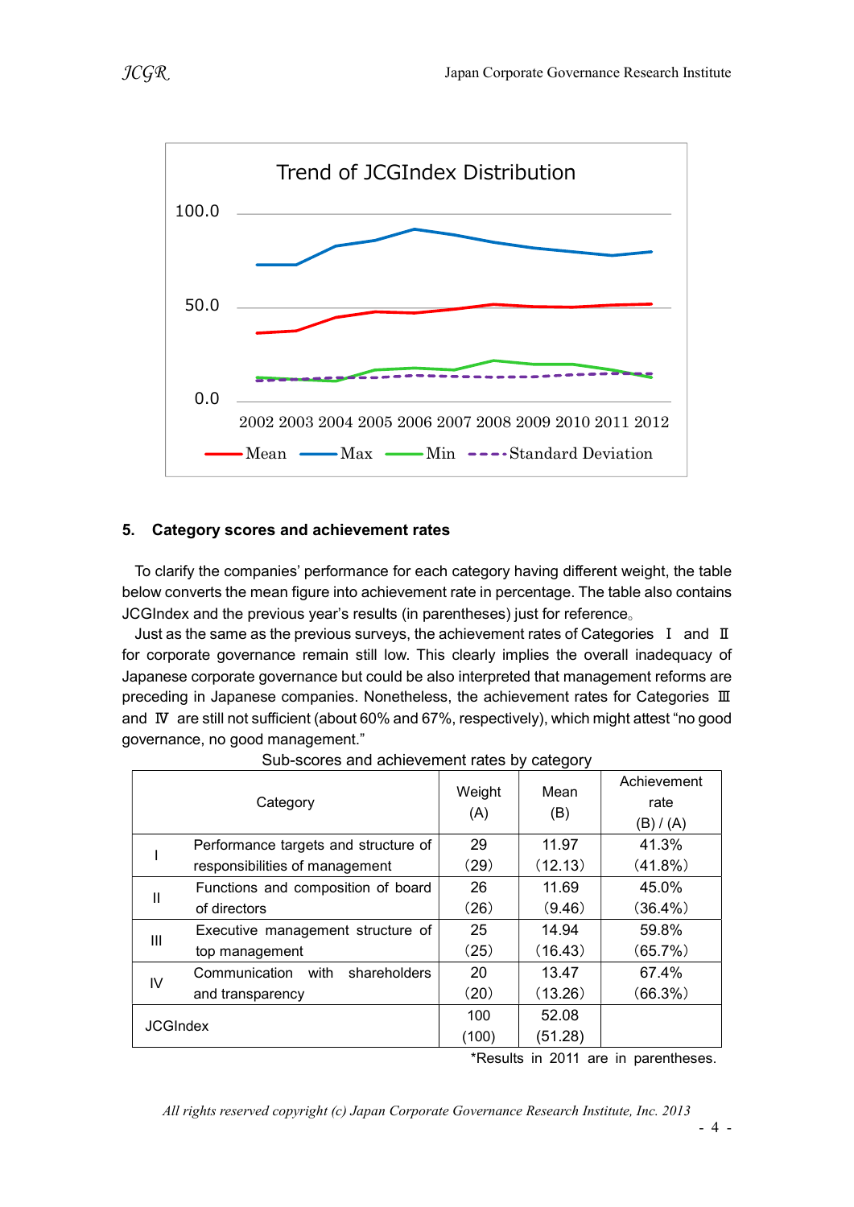## 5. Category scores and achievement rates

To clarify the companies' performance for each category having different weight, the table below converts the mean figure into achievement rate in percentage. The table also contains JCGIndex and the previous year's results (in parentheses) just for reference。

Just as the same as the previous surveys, the achievement rates of Categories Ⅰ and Ⅱ for corporate governance remain still low. This clearly implies the overall inadequacy of Japanese corporate governance but could be also interpreted that management reforms are preceding in Japanese companies. Nonetheless, the achievement rates for Categories Ⅲ and Ⅳ are still not sufficient (about 60% and 67%, respectively), which might attest "no good governance, no good management."

Sub-scores and achievement rates by category

| | Category | Weight (A) | Mean (B) | Achievement rate (B) / (A) |
|---|---|---|---|---|
| I | Performance targets and structure of responsibilities of management | 29 (29) | 11.97 (12.13) | 41.3% (41.8%) |
| II | Functions and composition of board of directors | 26 (26) | 11.69 (9.46) | 45.0% (36.4%) |
| III | Executive management structure of top management | 25 (25) | 14.94 (16.43) | 59.8% (65.7%) |
| IV | Communication with shareholders and transparency | 20 (20) | 13.47 (13.26) | 67.4% (66.3%) |
| JCGIndex | | 100 (100) | 52.08 (51.28) | |

*Results in 2011 are in parentheses.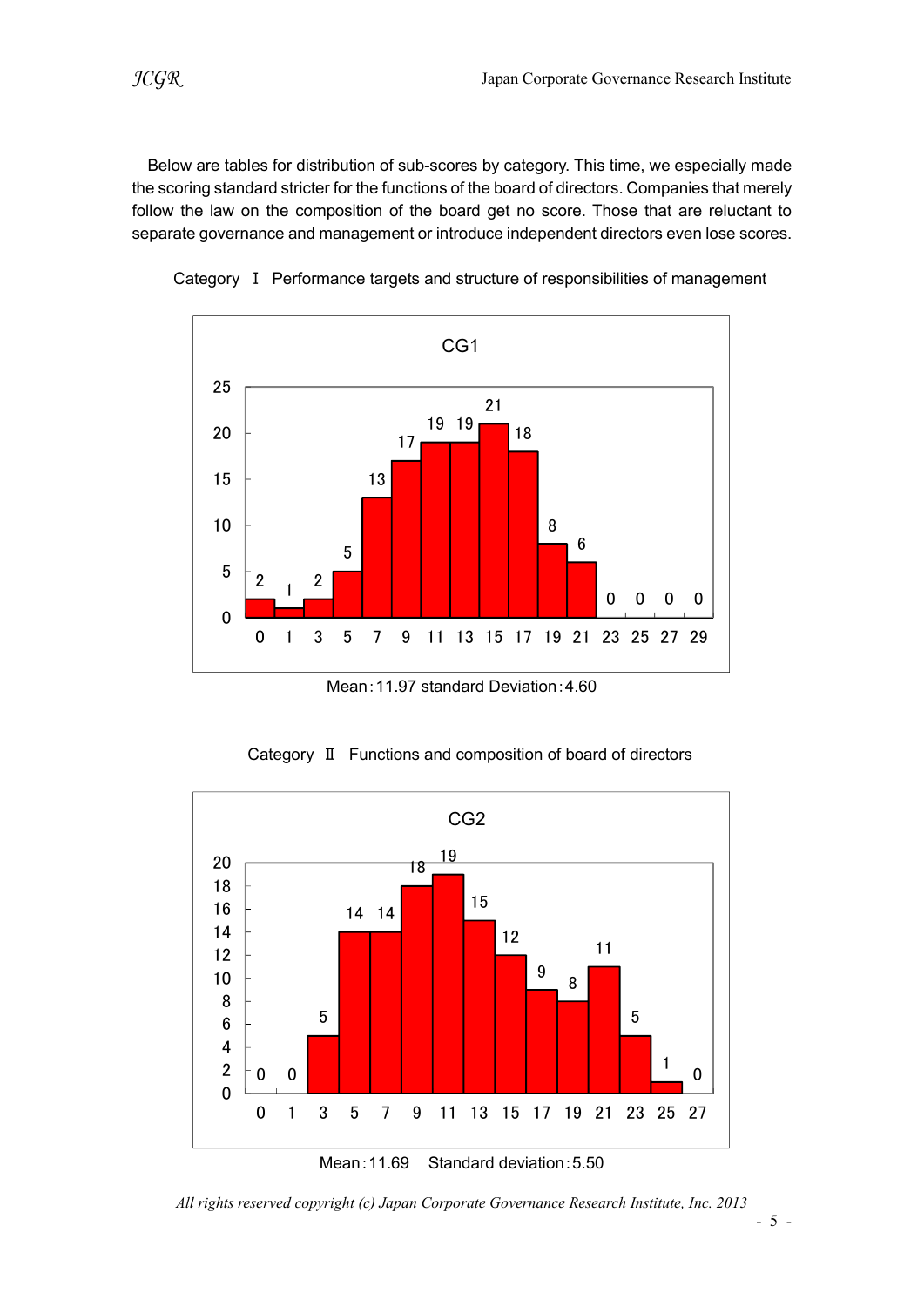Below are tables for distribution of sub-scores by category. This time, we especially made the scoring standard stricter for the functions of the board of directors. Companies that merely follow the law on the composition of the board get no score. Those that are reluctant to separate governance and management or introduce independent directors even lose scores.

Category Ⅰ Performance targets and structure of responsibilities of management

**CG1**

| Score | 0 | 1 | 3 | 5 | 7 | 9 | 11 | 13 | 15 | 17 | 19 | 21 | 23 | 25 | 27 | 29 |
|---|---|---|---|---|---|---|---|---|---|---|---|---|---|---|---|---|
| Count | 2 | 1 | 2 | 5 | 13 | 17 | 19 | 19 | 21 | 18 | 8 | 6 | 0 | 0 | 0 | 0 |

Mean：11.97 standard Deviation：4.60

Category Ⅱ Functions and composition of board of directors

**CG2**

| Score | 0 | 1 | 3 | 5 | 7 | 9 | 11 | 13 | 15 | 17 | 19 | 21 | 23 | 25 | 27 |
|---|---|---|---|---|---|---|---|---|---|---|---|---|---|---|---|
| Count | 0 | 0 | 5 | 14 | 14 | 18 | 19 | 15 | 12 | 9 | 8 | 11 | 5 | 1 | 0 |

Mean：11.69 Standard deviation：5.50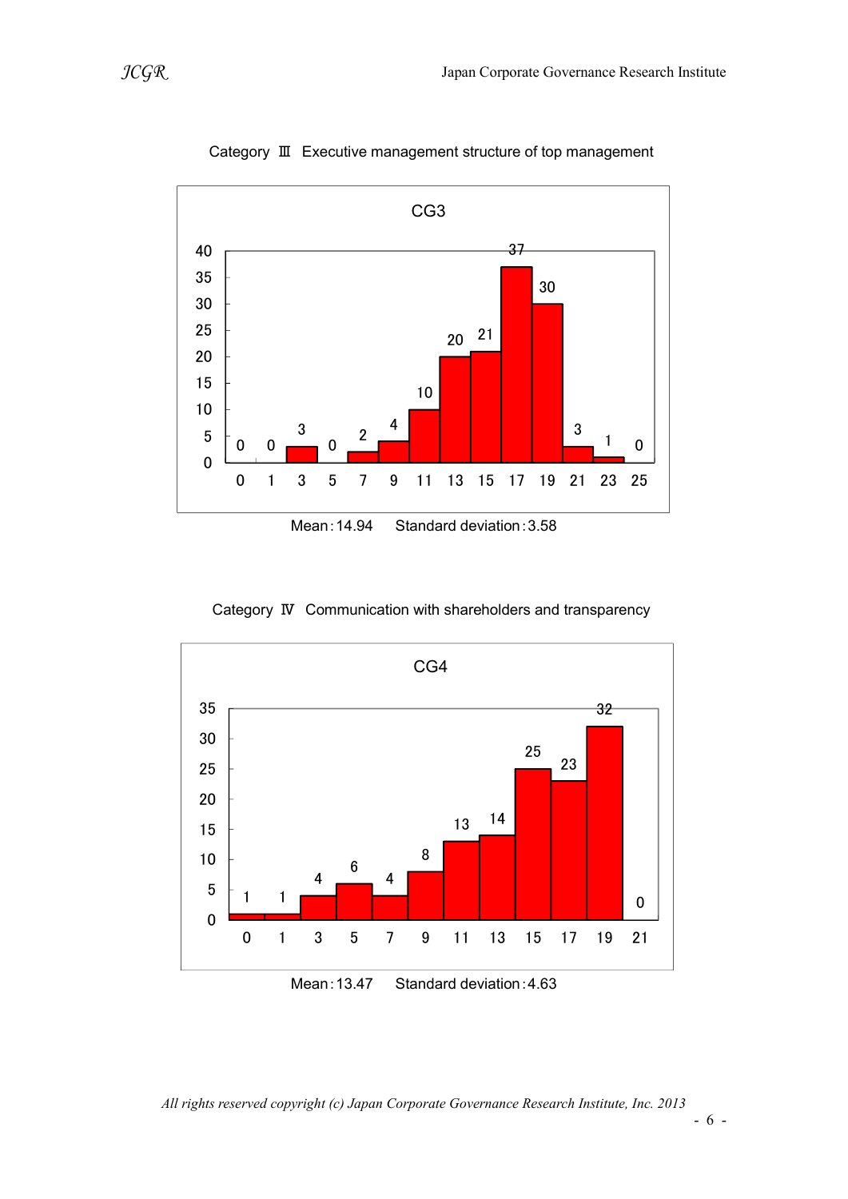Category Ⅲ Executive management structure of top management

CG3

| Score | 0 | 1 | 3 | 5 | 7 | 9 | 11 | 13 | 15 | 17 | 19 | 21 | 23 | 25 |
|---|---|---|---|---|---|---|---|---|---|---|---|---|---|---|
| Count | 0 | 0 | 3 | 0 | 2 | 4 | 10 | 20 | 21 | 37 | 30 | 3 | 1 | 0 |

Mean : 14.94  Standard deviation : 3.58

Category Ⅳ Communication with shareholders and transparency

CG4

| Score | 0 | 1 | 3 | 5 | 7 | 9 | 11 | 13 | 15 | 17 | 19 | 21 |
|---|---|---|---|---|---|---|---|---|---|---|---|---|
| Count | 1 | 1 | 4 | 6 | 4 | 8 | 13 | 14 | 25 | 23 | 32 | 0 |

Mean : 13.47  Standard deviation : 4.63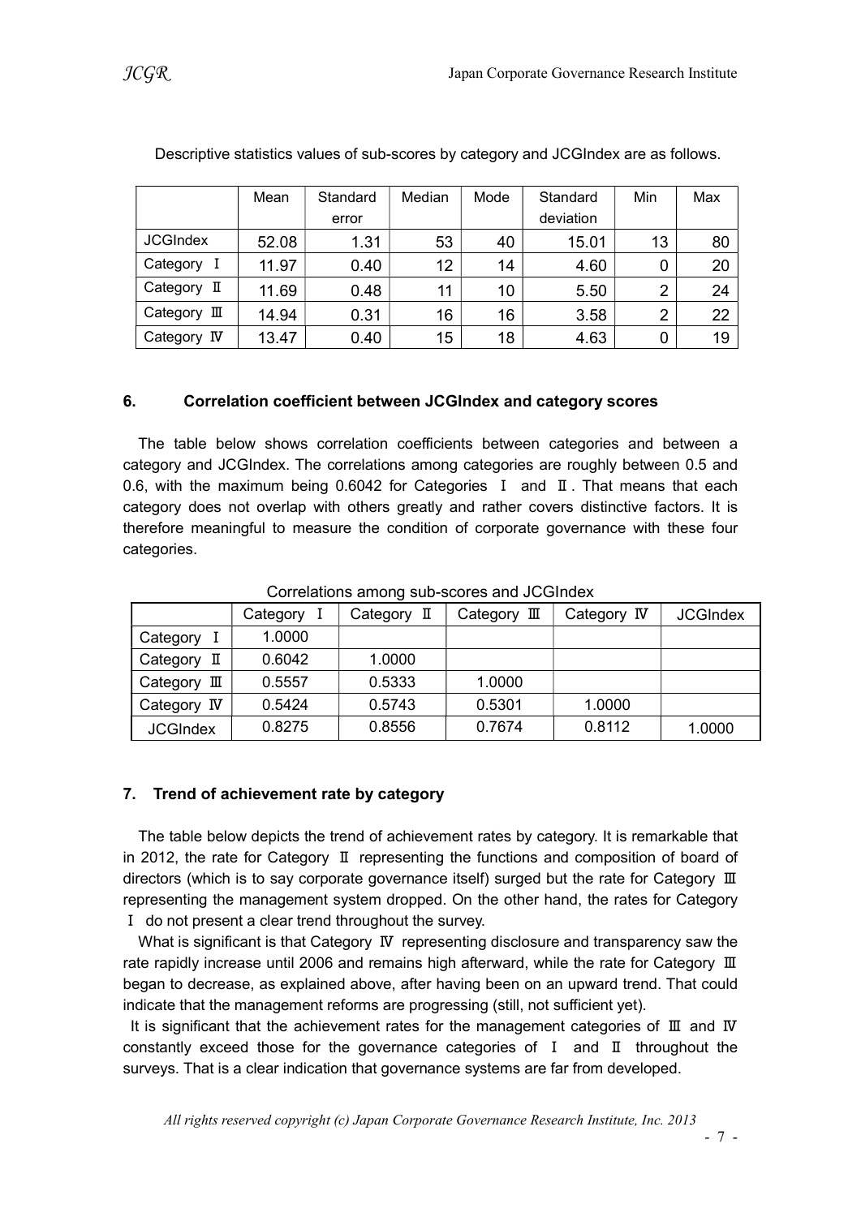Descriptive statistics values of sub-scores by category and JCGIndex are as follows.

| | Mean | Standard error | Median | Mode | Standard deviation | Min | Max |
|---|---|---|---|---|---|---|---|
| JCGIndex | 52.08 | 1.31 | 53 | 40 | 15.01 | 13 | 80 |
| Category Ⅰ | 11.97 | 0.40 | 12 | 14 | 4.60 | 0 | 20 |
| Category Ⅱ | 11.69 | 0.48 | 11 | 10 | 5.50 | 2 | 24 |
| Category Ⅲ | 14.94 | 0.31 | 16 | 16 | 3.58 | 2 | 22 |
| Category Ⅳ | 13.47 | 0.40 | 15 | 18 | 4.63 | 0 | 19 |

## 6. Correlation coefficient between JCGIndex and category scores

The table below shows correlation coefficients between categories and between a category and JCGIndex. The correlations among categories are roughly between 0.5 and 0.6, with the maximum being 0.6042 for Categories Ⅰ and Ⅱ. That means that each category does not overlap with others greatly and rather covers distinctive factors. It is therefore meaningful to measure the condition of corporate governance with these four categories.

Correlations among sub-scores and JCGIndex

| | Category Ⅰ | Category Ⅱ | Category Ⅲ | Category Ⅳ | JCGIndex |
|---|---|---|---|---|---|
| Category Ⅰ | 1.0000 | | | | |
| Category Ⅱ | 0.6042 | 1.0000 | | | |
| Category Ⅲ | 0.5557 | 0.5333 | 1.0000 | | |
| Category Ⅳ | 0.5424 | 0.5743 | 0.5301 | 1.0000 | |
| JCGIndex | 0.8275 | 0.8556 | 0.7674 | 0.8112 | 1.0000 |

## 7. Trend of achievement rate by category

The table below depicts the trend of achievement rates by category. It is remarkable that in 2012, the rate for Category Ⅱ representing the functions and composition of board of directors (which is to say corporate governance itself) surged but the rate for Category Ⅲ representing the management system dropped. On the other hand, the rates for Category Ⅰ do not present a clear trend throughout the survey.

What is significant is that Category Ⅳ representing disclosure and transparency saw the rate rapidly increase until 2006 and remains high afterward, while the rate for Category Ⅲ began to decrease, as explained above, after having been on an upward trend. That could indicate that the management reforms are progressing (still, not sufficient yet).

It is significant that the achievement rates for the management categories of Ⅲ and Ⅳ constantly exceed those for the governance categories of Ⅰ and Ⅱ throughout the surveys. That is a clear indication that governance systems are far from developed.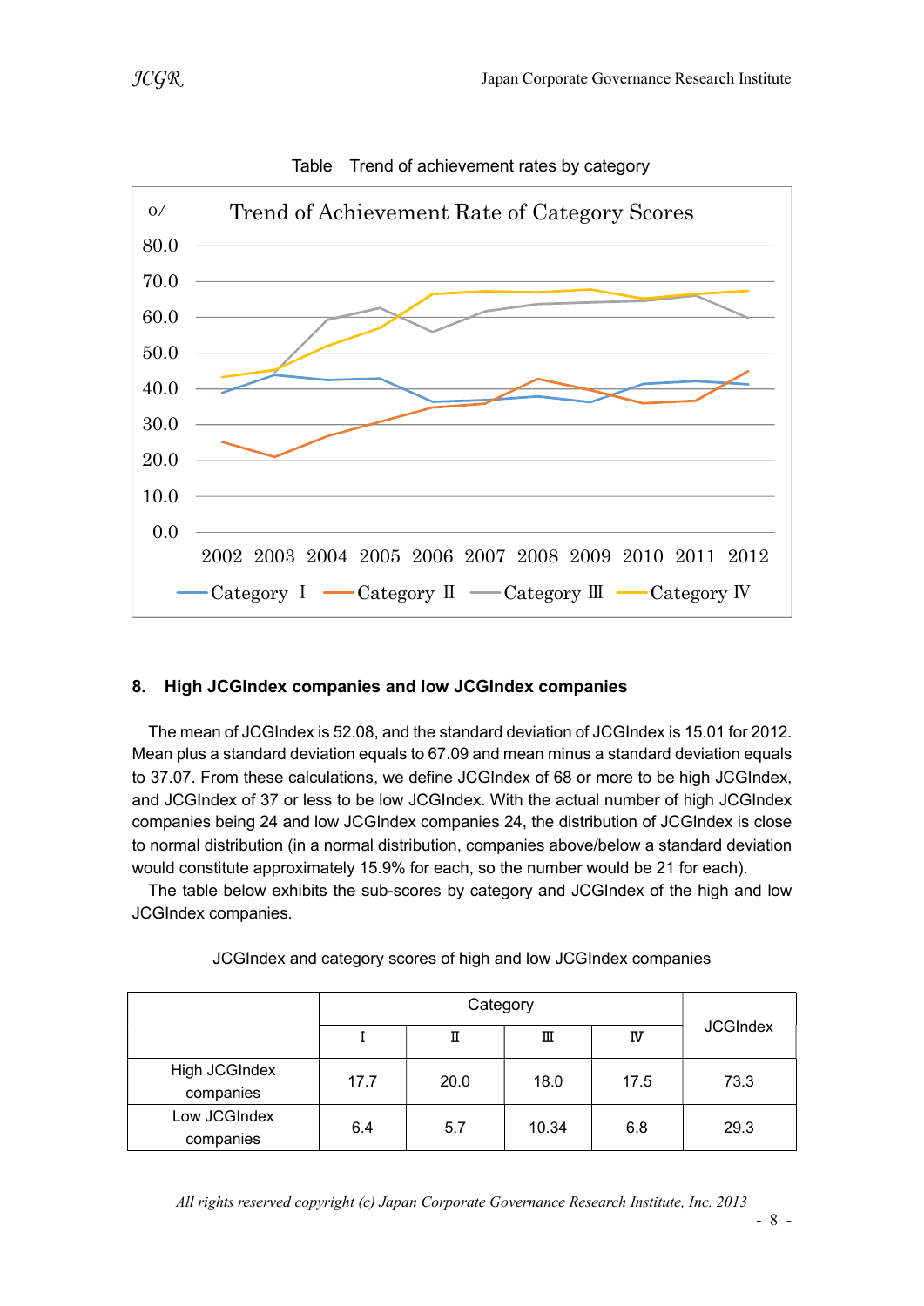Table　Trend of achievement rates by category

Trend of Achievement Rate of Category Scores

## 8. High JCGIndex companies and low JCGIndex companies

The mean of JCGIndex is 52.08, and the standard deviation of JCGIndex is 15.01 for 2012. Mean plus a standard deviation equals to 67.09 and mean minus a standard deviation equals to 37.07. From these calculations, we define JCGIndex of 68 or more to be high JCGIndex, and JCGIndex of 37 or less to be low JCGIndex. With the actual number of high JCGIndex companies being 24 and low JCGIndex companies 24, the distribution of JCGIndex is close to normal distribution (in a normal distribution, companies above/below a standard deviation would constitute approximately 15.9% for each, so the number would be 21 for each).

The table below exhibits the sub-scores by category and JCGIndex of the high and low JCGIndex companies.

JCGIndex and category scores of high and low JCGIndex companies

| | Category | | | | JCGIndex |
|---|---|---|---|---|---|
| | Ⅰ | Ⅱ | Ⅲ | Ⅳ | |
| High JCGIndex companies | 17.7 | 20.0 | 18.0 | 17.5 | 73.3 |
| Low JCGIndex companies | 6.4 | 5.7 | 10.34 | 6.8 | 29.3 |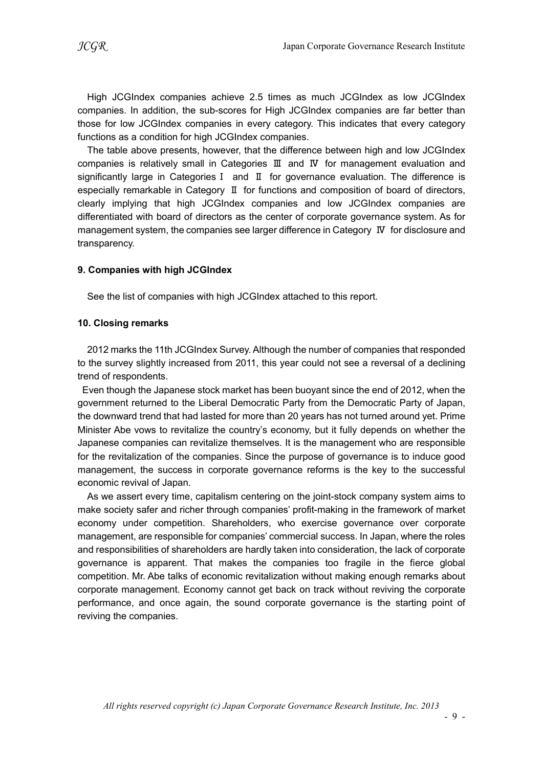High JCGIndex companies achieve 2.5 times as much JCGIndex as low JCGIndex companies. In addition, the sub-scores for High JCGIndex companies are far better than those for low JCGIndex companies in every category. This indicates that every category functions as a condition for high JCGIndex companies.

The table above presents, however, that the difference between high and low JCGIndex companies is relatively small in Categories Ⅲ and Ⅳ for management evaluation and significantly large in Categories Ⅰ and Ⅱ for governance evaluation. The difference is especially remarkable in Category Ⅱ for functions and composition of board of directors, clearly implying that high JCGIndex companies and low JCGIndex companies are differentiated with board of directors as the center of corporate governance system. As for management system, the companies see larger difference in Category Ⅳ for disclosure and transparency.

### 9. Companies with high JCGIndex

See the list of companies with high JCGIndex attached to this report.

### 10. Closing remarks

2012 marks the 11th JCGIndex Survey. Although the number of companies that responded to the survey slightly increased from 2011, this year could not see a reversal of a declining trend of respondents.

Even though the Japanese stock market has been buoyant since the end of 2012, when the government returned to the Liberal Democratic Party from the Democratic Party of Japan, the downward trend that had lasted for more than 20 years has not turned around yet. Prime Minister Abe vows to revitalize the country's economy, but it fully depends on whether the Japanese companies can revitalize themselves. It is the management who are responsible for the revitalization of the companies. Since the purpose of governance is to induce good management, the success in corporate governance reforms is the key to the successful economic revival of Japan.

As we assert every time, capitalism centering on the joint-stock company system aims to make society safer and richer through companies' profit-making in the framework of market economy under competition. Shareholders, who exercise governance over corporate management, are responsible for companies' commercial success. In Japan, where the roles and responsibilities of shareholders are hardly taken into consideration, the lack of corporate governance is apparent. That makes the companies too fragile in the fierce global competition. Mr. Abe talks of economic revitalization without making enough remarks about corporate management. Economy cannot get back on track without reviving the corporate performance, and once again, the sound corporate governance is the starting point of reviving the companies.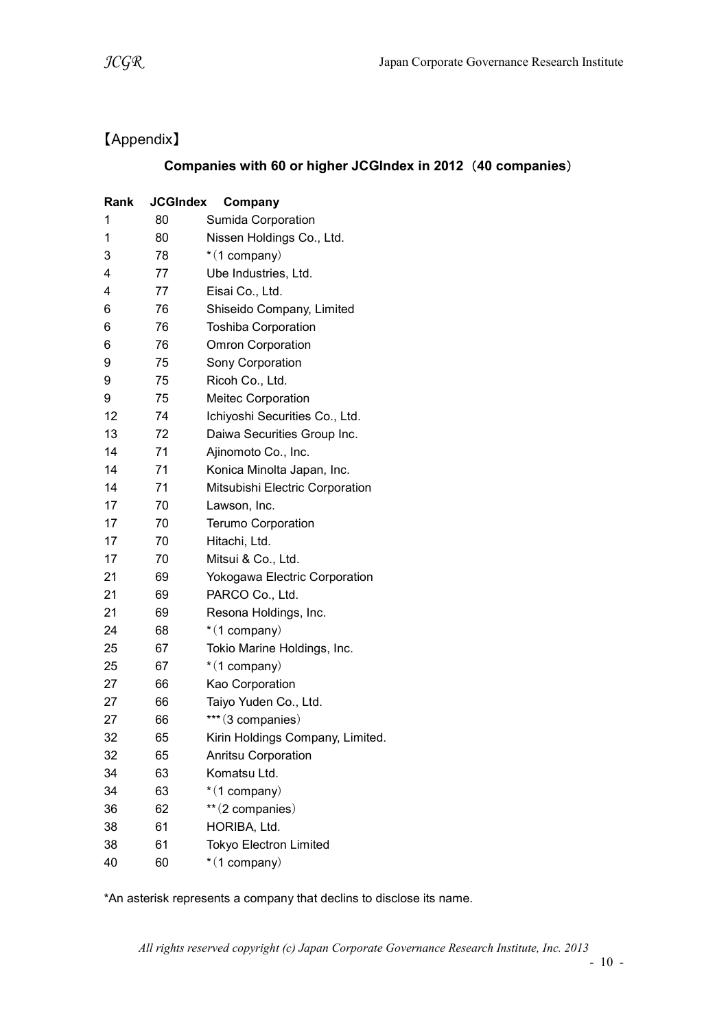【Appendix】

## Companies with 60 or higher JCGIndex in 2012（40 companies）

| Rank | JCGIndex | Company |
|---|---|---|
| 1 | 80 | Sumida Corporation |
| 1 | 80 | Nissen Holdings Co., Ltd. |
| 3 | 78 | *（1 company） |
| 4 | 77 | Ube Industries, Ltd. |
| 4 | 77 | Eisai Co., Ltd. |
| 6 | 76 | Shiseido Company, Limited |
| 6 | 76 | Toshiba Corporation |
| 6 | 76 | Omron Corporation |
| 9 | 75 | Sony Corporation |
| 9 | 75 | Ricoh Co., Ltd. |
| 9 | 75 | Meitec Corporation |
| 12 | 74 | Ichiyoshi Securities Co., Ltd. |
| 13 | 72 | Daiwa Securities Group Inc. |
| 14 | 71 | Ajinomoto Co., Inc. |
| 14 | 71 | Konica Minolta Japan, Inc. |
| 14 | 71 | Mitsubishi Electric Corporation |
| 17 | 70 | Lawson, Inc. |
| 17 | 70 | Terumo Corporation |
| 17 | 70 | Hitachi, Ltd. |
| 17 | 70 | Mitsui & Co., Ltd. |
| 21 | 69 | Yokogawa Electric Corporation |
| 21 | 69 | PARCO Co., Ltd. |
| 21 | 69 | Resona Holdings, Inc. |
| 24 | 68 | *（1 company） |
| 25 | 67 | Tokio Marine Holdings, Inc. |
| 25 | 67 | *（1 company） |
| 27 | 66 | Kao Corporation |
| 27 | 66 | Taiyo Yuden Co., Ltd. |
| 27 | 66 | ***（3 companies） |
| 32 | 65 | Kirin Holdings Company, Limited. |
| 32 | 65 | Anritsu Corporation |
| 34 | 63 | Komatsu Ltd. |
| 34 | 63 | *（1 company） |
| 36 | 62 | **（2 companies） |
| 38 | 61 | HORIBA, Ltd. |
| 38 | 61 | Tokyo Electron Limited |
| 40 | 60 | *（1 company） |

*An asterisk represents a company that declins to disclose its name.

*All rights reserved copyright (c) Japan Corporate Governance Research Institute, Inc. 2013*